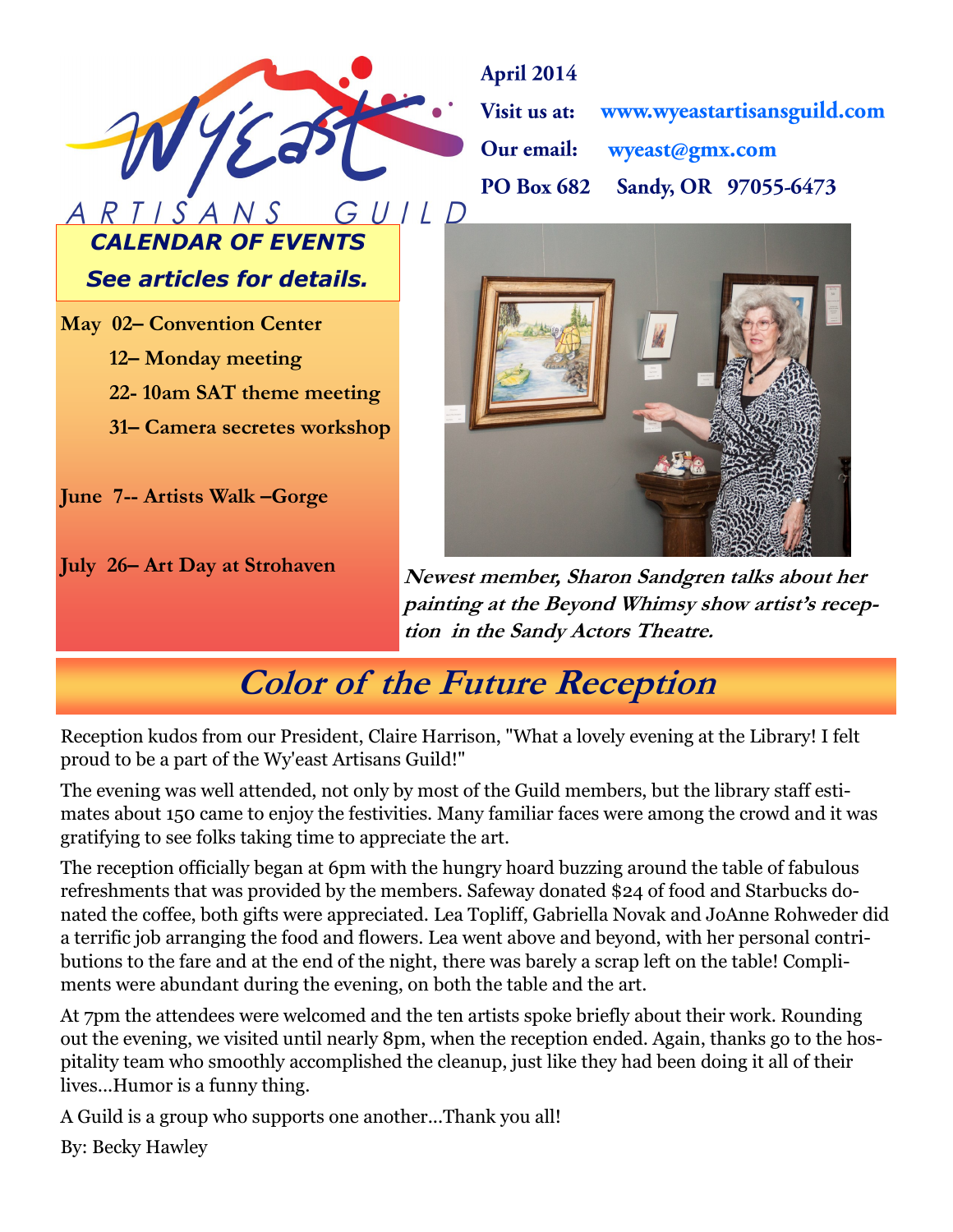# Wy'East ARTISANS GUILD

**April 2014**

**Visit us at:** **www.wyeastartisansguild.com**

**Our email:** **wyeast@gmx.com**

**PO Box 682 Sandy, OR 97055-6473**

### *CALENDAR OF EVENTS*
### *See articles for details.*

**May 02– Convention Center**

**12– Monday meeting**

**22- 10am SAT theme meeting**

**31– Camera secretes workshop**

**June 7-- Artists Walk –Gorge**

**July 26– Art Day at Strohaven**

***Newest member, Sharon Sandgren talks about her painting at the Beyond Whimsy show artist's reception in the Sandy Actors Theatre.***

## *Color of the Future Reception*

Reception kudos from our President, Claire Harrison, "What a lovely evening at the Library! I felt proud to be a part of the Wy'east Artisans Guild!"

The evening was well attended, not only by most of the Guild members, but the library staff estimates about 150 came to enjoy the festivities. Many familiar faces were among the crowd and it was gratifying to see folks taking time to appreciate the art.

The reception officially began at 6pm with the hungry hoard buzzing around the table of fabulous refreshments that was provided by the members. Safeway donated $24 of food and Starbucks donated the coffee, both gifts were appreciated. Lea Topliff, Gabriella Novak and JoAnne Rohweder did a terrific job arranging the food and flowers. Lea went above and beyond, with her personal contributions to the fare and at the end of the night, there was barely a scrap left on the table! Compliments were abundant during the evening, on both the table and the art.

At 7pm the attendees were welcomed and the ten artists spoke briefly about their work. Rounding out the evening, we visited until nearly 8pm, when the reception ended. Again, thanks go to the hospitality team who smoothly accomplished the cleanup, just like they had been doing it all of their lives...Humor is a funny thing.

A Guild is a group who supports one another...Thank you all!

By: Becky Hawley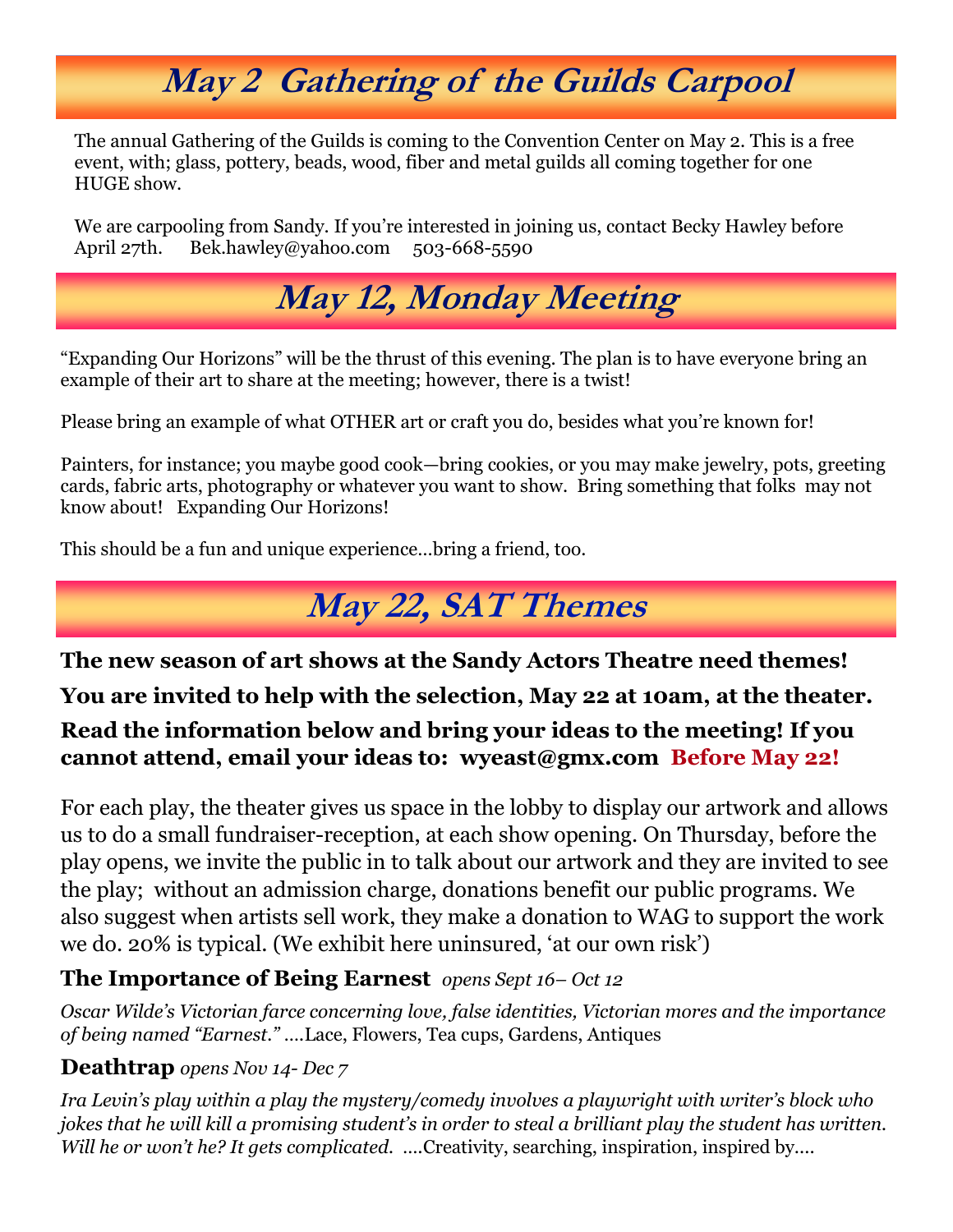# May 2 Gathering of the Guilds Carpool

The annual Gathering of the Guilds is coming to the Convention Center on May 2. This is a free event, with; glass, pottery, beads, wood, fiber and metal guilds all coming together for one HUGE show.

We are carpooling from Sandy. If you're interested in joining us, contact Becky Hawley before April 27th. Bek.hawley@yahoo.com 503-668-5590

# May 12, Monday Meeting

"Expanding Our Horizons" will be the thrust of this evening. The plan is to have everyone bring an example of their art to share at the meeting; however, there is a twist!

Please bring an example of what OTHER art or craft you do, besides what you're known for!

Painters, for instance; you maybe good cook—bring cookies, or you may make jewelry, pots, greeting cards, fabric arts, photography or whatever you want to show. Bring something that folks may not know about! Expanding Our Horizons!

This should be a fun and unique experience…bring a friend, too.

# May 22, SAT Themes

**The new season of art shows at the Sandy Actors Theatre need themes!**

**You are invited to help with the selection, May 22 at 10am, at the theater.**

**Read the information below and bring your ideas to the meeting! If you cannot attend, email your ideas to: wyeast@gmx.com Before May 22!**

For each play, the theater gives us space in the lobby to display our artwork and allows us to do a small fundraiser-reception, at each show opening. On Thursday, before the play opens, we invite the public in to talk about our artwork and they are invited to see the play; without an admission charge, donations benefit our public programs. We also suggest when artists sell work, they make a donation to WAG to support the work we do. 20% is typical. (We exhibit here uninsured, 'at our own risk')

### The Importance of Being Earnest *opens Sept 16– Oct 12*

*Oscar Wilde's Victorian farce concerning love, false identities, Victorian mores and the importance of being named "Earnest."* ….Lace, Flowers, Tea cups, Gardens, Antiques

### Deathtrap *opens Nov 14- Dec 7*

*Ira Levin's play within a play the mystery/comedy involves a playwright with writer's block who jokes that he will kill a promising student's in order to steal a brilliant play the student has written. Will he or won't he? It gets complicated.* ….Creativity, searching, inspiration, inspired by….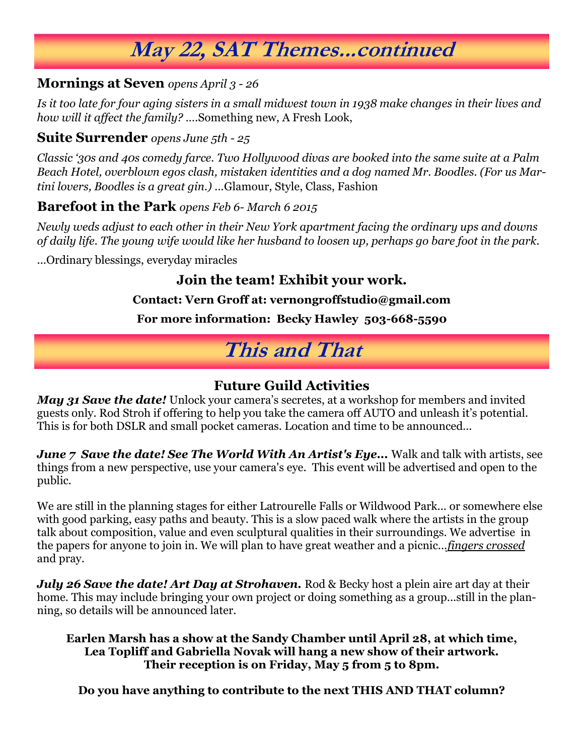# May 22, SAT Themes...continued

### Mornings at Seven *opens April 3 - 26*

*Is it too late for four aging sisters in a small midwest town in 1938 make changes in their lives and how will it affect the family?* ....Something new, A Fresh Look,

### Suite Surrender *opens June 5th - 25*

*Classic '30s and 40s comedy farce. Two Hollywood divas are booked into the same suite at a Palm Beach Hotel, overblown egos clash, mistaken identities and a dog named Mr. Boodles. (For us Martini lovers, Boodles is a great gin.)* ...Glamour, Style, Class, Fashion

### Barefoot in the Park *opens Feb 6- March 6 2015*

*Newly weds adjust to each other in their New York apartment facing the ordinary ups and downs of daily life. The young wife would like her husband to loosen up, perhaps go bare foot in the park.*

...Ordinary blessings, everyday miracles

**Join the team! Exhibit your work.**

**Contact: Vern Groff at: vernongroffstudio@gmail.com**

**For more information: Becky Hawley 503-668-5590**

# This and That

## Future Guild Activities

***May 31 Save the date!*** Unlock your camera's secretes, at a workshop for members and invited guests only. Rod Stroh if offering to help you take the camera off AUTO and unleash it's potential. This is for both DSLR and small pocket cameras. Location and time to be announced...

***June 7 Save the date! See The World With An Artist's Eye...*** Walk and talk with artists, see things from a new perspective, use your camera's eye. This event will be advertised and open to the public.

We are still in the planning stages for either Latrourelle Falls or Wildwood Park... or somewhere else with good parking, easy paths and beauty. This is a slow paced walk where the artists in the group talk about composition, value and even sculptural qualities in their surroundings. We advertise in the papers for anyone to join in. We will plan to have great weather and a picnic...*fingers crossed* and pray.

***July 26 Save the date! Art Day at Strohaven.*** Rod & Becky host a plein aire art day at their home. This may include bringing your own project or doing something as a group...still in the planning, so details will be announced later.

**Earlen Marsh has a show at the Sandy Chamber until April 28, at which time, Lea Topliff and Gabriella Novak will hang a new show of their artwork. Their reception is on Friday, May 5 from 5 to 8pm.**

**Do you have anything to contribute to the next THIS AND THAT column?**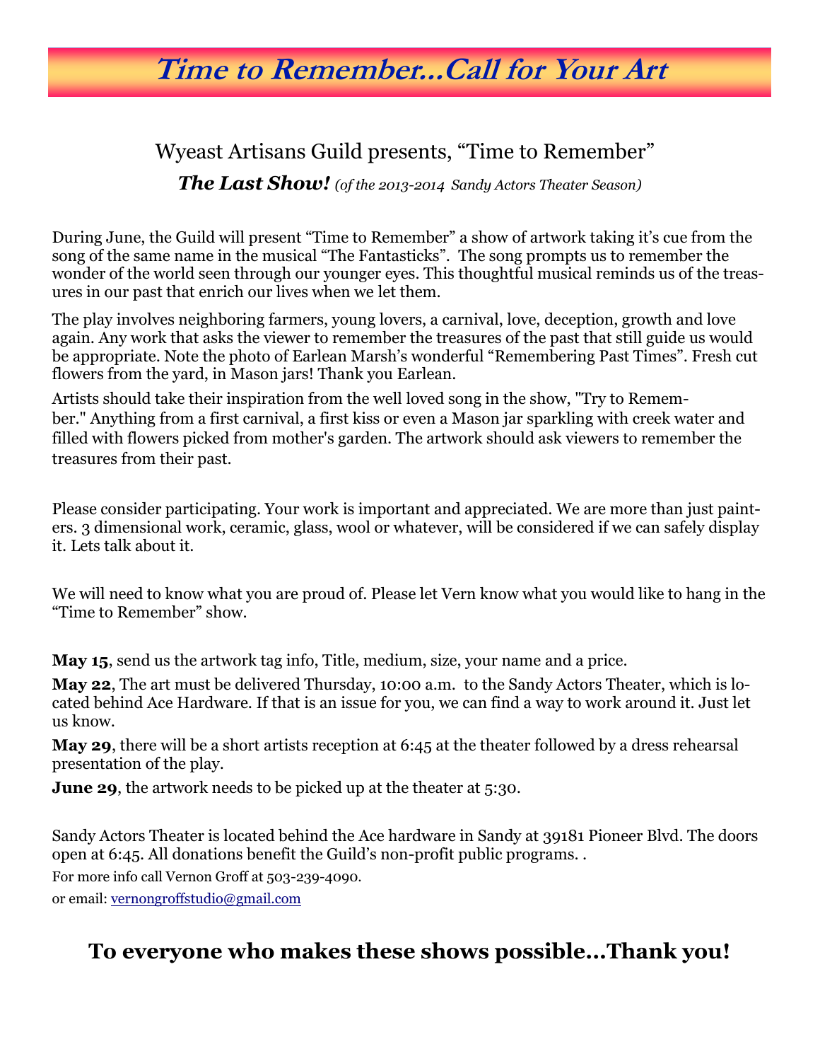# Time to Remember...Call for Your Art

## Wyeast Artisans Guild presents, "Time to Remember"

***The Last Show!*** *(of the 2013-2014 Sandy Actors Theater Season)*

During June, the Guild will present "Time to Remember" a show of artwork taking it's cue from the song of the same name in the musical "The Fantasticks". The song prompts us to remember the wonder of the world seen through our younger eyes. This thoughtful musical reminds us of the treasures in our past that enrich our lives when we let them.

The play involves neighboring farmers, young lovers, a carnival, love, deception, growth and love again. Any work that asks the viewer to remember the treasures of the past that still guide us would be appropriate. Note the photo of Earlean Marsh's wonderful "Remembering Past Times". Fresh cut flowers from the yard, in Mason jars! Thank you Earlean.

Artists should take their inspiration from the well loved song in the show, "Try to Remember." Anything from a first carnival, a first kiss or even a Mason jar sparkling with creek water and filled with flowers picked from mother's garden. The artwork should ask viewers to remember the treasures from their past.

Please consider participating. Your work is important and appreciated. We are more than just painters. 3 dimensional work, ceramic, glass, wool or whatever, will be considered if we can safely display it. Lets talk about it.

We will need to know what you are proud of. Please let Vern know what you would like to hang in the "Time to Remember" show.

**May 15**, send us the artwork tag info, Title, medium, size, your name and a price.

**May 22**, The art must be delivered Thursday, 10:00 a.m. to the Sandy Actors Theater, which is located behind Ace Hardware. If that is an issue for you, we can find a way to work around it. Just let us know.

**May 29**, there will be a short artists reception at 6:45 at the theater followed by a dress rehearsal presentation of the play.

**June 29**, the artwork needs to be picked up at the theater at 5:30.

Sandy Actors Theater is located behind the Ace hardware in Sandy at 39181 Pioneer Blvd. The doors open at 6:45. All donations benefit the Guild's non-profit public programs. .

For more info call Vernon Groff at 503-239-4090.

or email: vernongroffstudio@gmail.com

## To everyone who makes these shows possible...Thank you!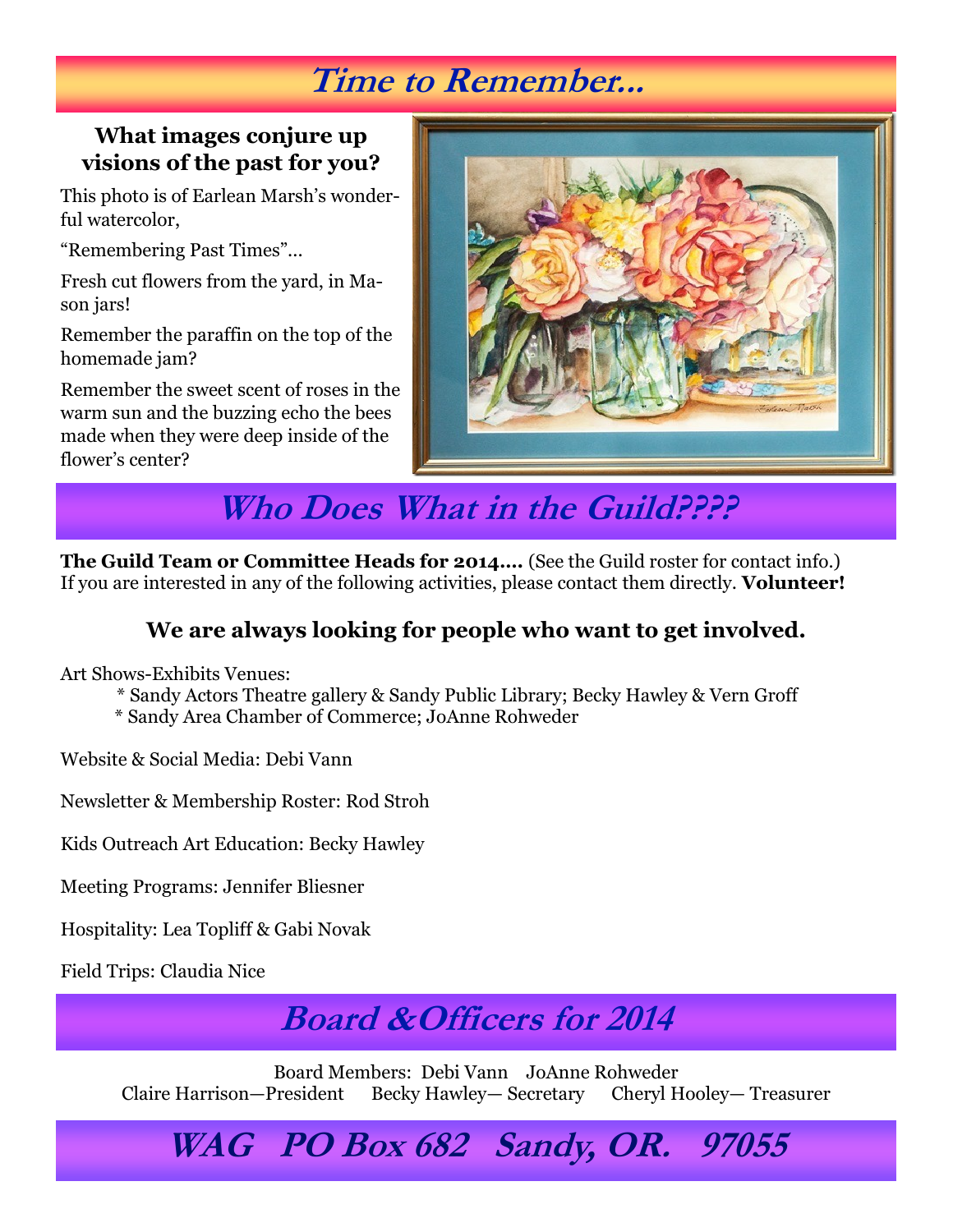# Time to Remember...

### What images conjure up visions of the past for you?

This photo is of Earlean Marsh's wonderful watercolor,

"Remembering Past Times"...

Fresh cut flowers from the yard, in Mason jars!

Remember the paraffin on the top of the homemade jam?

Remember the sweet scent of roses in the warm sun and the buzzing echo the bees made when they were deep inside of the flower's center?

# Who Does What in the Guild????

**The Guild Team or Committee Heads for 2014....** (See the Guild roster for contact info.) If you are interested in any of the following activities, please contact them directly. **Volunteer!**

### We are always looking for people who want to get involved.

Art Shows-Exhibits Venues:

- Sandy Actors Theatre gallery & Sandy Public Library; Becky Hawley & Vern Groff
- Sandy Area Chamber of Commerce; JoAnne Rohweder

Website & Social Media: Debi Vann

Newsletter & Membership Roster: Rod Stroh

Kids Outreach Art Education: Becky Hawley

Meeting Programs: Jennifer Bliesner

Hospitality: Lea Topliff & Gabi Novak

Field Trips: Claudia Nice

# Board &Officers for 2014

Board Members: Debi Vann JoAnne Rohweder

Claire Harrison—President Becky Hawley— Secretary Cheryl Hooley— Treasurer

# WAG PO Box 682 Sandy, OR. 97055